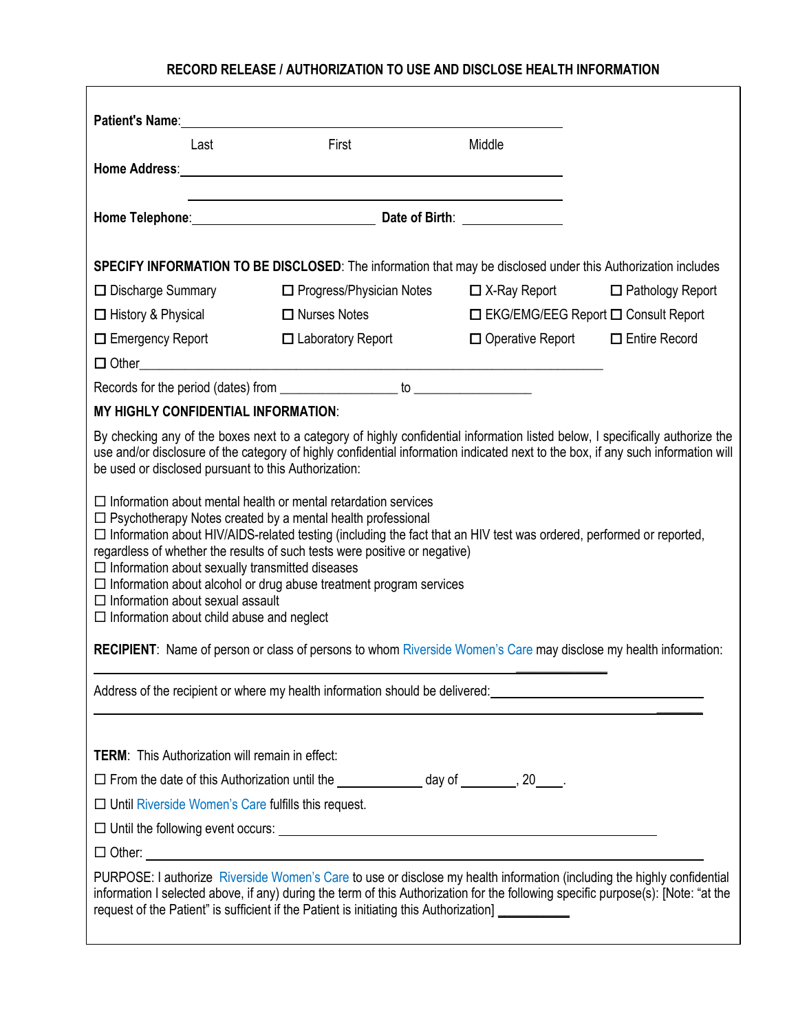## RECORD RELEASE / AUTHORIZATION TO USE AND DISCLOSE HEALTH INFORMATION

**Patient's Name**: ______________________________________________

Last First Middle

**Home Address**: ______________________________________________

______________________________________________

**Home Telephone**: ____________________ **Date of Birth**: ____________

**SPECIFY INFORMATION TO BE DISCLOSED**: The information that may be disclosed under this Authorization includes

☐ Discharge Summary ☐ Progress/Physician Notes ☐ X-Ray Report ☐ Pathology Report

☐ History & Physical ☐ Nurses Notes ☐ EKG/EMG/EEG Report ☐ Consult Report

☐ Emergency Report ☐ Laboratory Report ☐ Operative Report ☐ Entire Record

☐ Other______________________________________________

Records for the period (dates) from _________________ to _________________

**MY HIGHLY CONFIDENTIAL INFORMATION**:

By checking any of the boxes next to a category of highly confidential information listed below, I specifically authorize the use and/or disclosure of the category of highly confidential information indicated next to the box, if any such information will be used or disclosed pursuant to this Authorization:

☐ Information about mental health or mental retardation services
☐ Psychotherapy Notes created by a mental health professional
☐ Information about HIV/AIDS-related testing (including the fact that an HIV test was ordered, performed or reported, regardless of whether the results of such tests were positive or negative)
☐ Information about sexually transmitted diseases
☐ Information about alcohol or drug abuse treatment program services
☐ Information about sexual assault
☐ Information about child abuse and neglect

**RECIPIENT**: Name of person or class of persons to whom Riverside Women's Care may disclose my health information:

______________________________________________

Address of the recipient or where my health information should be delivered: ______________________

______________________________________________

**TERM**: This Authorization will remain in effect:

☐ From the date of this Authorization until the ____________ day of ________, 20____.

☐ Until Riverside Women's Care fulfills this request.

☐ Until the following event occurs: ______________________________________________

☐ Other: ______________________________________________

PURPOSE: I authorize Riverside Women's Care to use or disclose my health information (including the highly confidential information I selected above, if any) during the term of this Authorization for the following specific purpose(s): [Note: "at the request of the Patient" is sufficient if the Patient is initiating this Authorization] __________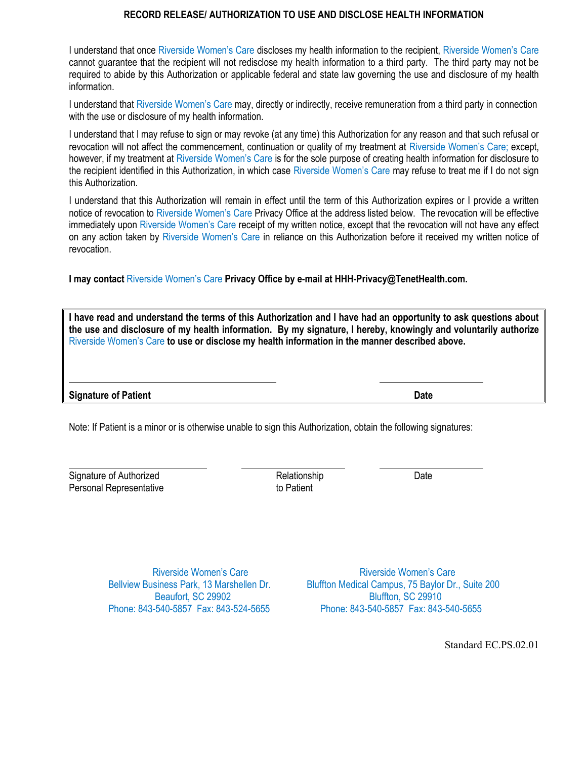**RECORD RELEASE/ AUTHORIZATION TO USE AND DISCLOSE HEALTH INFORMATION**

I understand that once Riverside Women's Care discloses my health information to the recipient, Riverside Women's Care cannot guarantee that the recipient will not redisclose my health information to a third party. The third party may not be required to abide by this Authorization or applicable federal and state law governing the use and disclosure of my health information.

I understand that Riverside Women's Care may, directly or indirectly, receive remuneration from a third party in connection with the use or disclosure of my health information.

I understand that I may refuse to sign or may revoke (at any time) this Authorization for any reason and that such refusal or revocation will not affect the commencement, continuation or quality of my treatment at Riverside Women's Care; except, however, if my treatment at Riverside Women's Care is for the sole purpose of creating health information for disclosure to the recipient identified in this Authorization, in which case Riverside Women's Care may refuse to treat me if I do not sign this Authorization.

I understand that this Authorization will remain in effect until the term of this Authorization expires or I provide a written notice of revocation to Riverside Women's Care Privacy Office at the address listed below. The revocation will be effective immediately upon Riverside Women's Care receipt of my written notice, except that the revocation will not have any effect on any action taken by Riverside Women's Care in reliance on this Authorization before it received my written notice of revocation.

**I may contact** Riverside Women's Care **Privacy Office by e-mail at HHH-Privacy@TenetHealth.com.**

**I have read and understand the terms of this Authorization and I have had an opportunity to ask questions about the use and disclosure of my health information. By my signature, I hereby, knowingly and voluntarily authorize** Riverside Women's Care **to use or disclose my health information in the manner described above.**

\_\_\_\_\_\_\_\_\_\_\_\_\_\_\_\_\_\_\_\_\_\_\_\_\_\_\_\_\_\_\_\_\_\_\_\_\_\_ \_\_\_\_\_\_\_\_\_\_\_\_\_\_\_\_\_\_\_\_

**Signature of Patient** **Date**

Note: If Patient is a minor or is otherwise unable to sign this Authorization, obtain the following signatures:

\_\_\_\_\_\_\_\_\_\_\_\_\_\_\_\_\_\_\_\_\_\_\_\_\_\_ \_\_\_\_\_\_\_\_\_\_\_\_\_\_\_\_\_\_\_\_ \_\_\_\_\_\_\_\_\_\_\_\_\_\_\_\_\_\_\_\_

Signature of Authorized Personal Representative | Relationship to Patient | Date

Riverside Women's Care
Bellview Business Park, 13 Marshellen Dr.
Beaufort, SC 29902
Phone: 843-540-5857 Fax: 843-524-5655

Riverside Women's Care
Bluffton Medical Campus, 75 Baylor Dr., Suite 200
Bluffton, SC 29910
Phone: 843-540-5857 Fax: 843-540-5655

Standard EC.PS.02.01